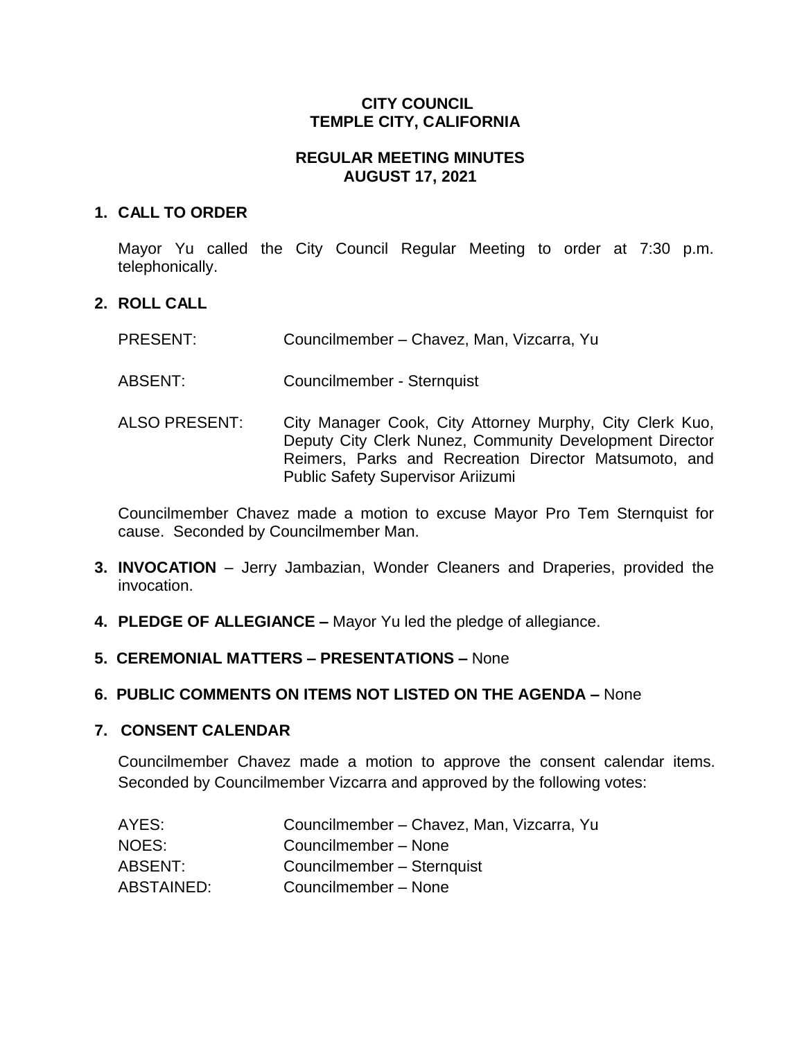**CITY COUNCIL**
**TEMPLE CITY, CALIFORNIA**

**REGULAR MEETING MINUTES**
**AUGUST 17, 2021**

## 1. CALL TO ORDER

Mayor Yu called the City Council Regular Meeting to order at 7:30 p.m. telephonically.

## 2. ROLL CALL

| | |
|---|---|
| PRESENT: | Councilmember – Chavez, Man, Vizcarra, Yu |
| ABSENT: | Councilmember - Sternquist |
| ALSO PRESENT: | City Manager Cook, City Attorney Murphy, City Clerk Kuo, Deputy City Clerk Nunez, Community Development Director Reimers, Parks and Recreation Director Matsumoto, and Public Safety Supervisor Ariizumi |

Councilmember Chavez made a motion to excuse Mayor Pro Tem Sternquist for cause. Seconded by Councilmember Man.

**3. INVOCATION** – Jerry Jambazian, Wonder Cleaners and Draperies, provided the invocation.

**4. PLEDGE OF ALLEGIANCE –** Mayor Yu led the pledge of allegiance.

**5. CEREMONIAL MATTERS – PRESENTATIONS –** None

**6. PUBLIC COMMENTS ON ITEMS NOT LISTED ON THE AGENDA –** None

## 7. CONSENT CALENDAR

Councilmember Chavez made a motion to approve the consent calendar items. Seconded by Councilmember Vizcarra and approved by the following votes:

| | |
|---|---|
| AYES: | Councilmember – Chavez, Man, Vizcarra, Yu |
| NOES: | Councilmember – None |
| ABSENT: | Councilmember – Sternquist |
| ABSTAINED: | Councilmember – None |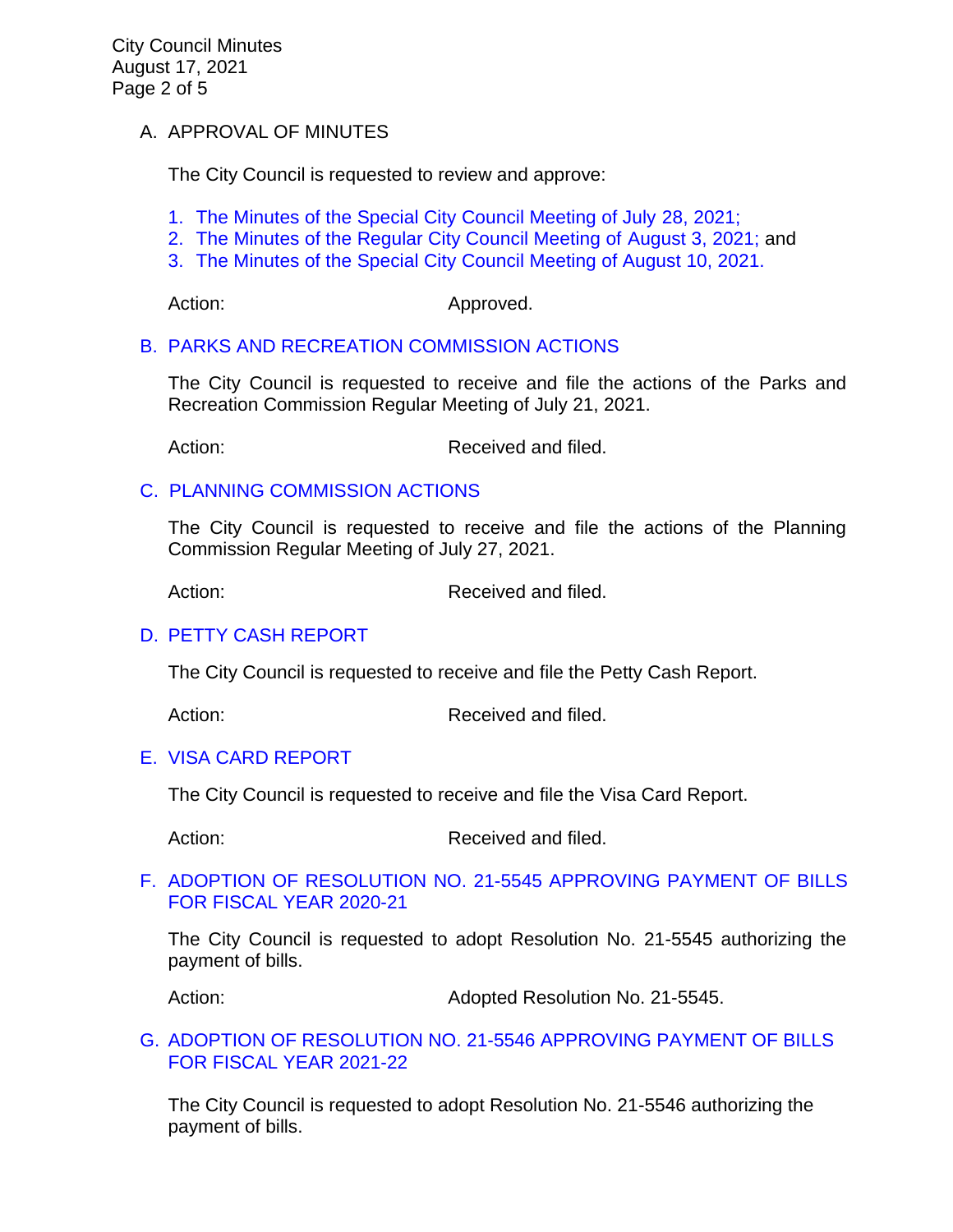A. APPROVAL OF MINUTES

The City Council is requested to review and approve:

1. The Minutes of the Special City Council Meeting of July 28, 2021;
2. The Minutes of the Regular City Council Meeting of August 3, 2021; and
3. The Minutes of the Special City Council Meeting of August 10, 2021.

Action: Approved.

B. PARKS AND RECREATION COMMISSION ACTIONS

The City Council is requested to receive and file the actions of the Parks and Recreation Commission Regular Meeting of July 21, 2021.

Action: Received and filed.

C. PLANNING COMMISSION ACTIONS

The City Council is requested to receive and file the actions of the Planning Commission Regular Meeting of July 27, 2021.

Action: Received and filed.

D. PETTY CASH REPORT

The City Council is requested to receive and file the Petty Cash Report.

Action: Received and filed.

E. VISA CARD REPORT

The City Council is requested to receive and file the Visa Card Report.

Action: Received and filed.

F. ADOPTION OF RESOLUTION NO. 21-5545 APPROVING PAYMENT OF BILLS FOR FISCAL YEAR 2020-21

The City Council is requested to adopt Resolution No. 21-5545 authorizing the payment of bills.

Action: Adopted Resolution No. 21-5545.

G. ADOPTION OF RESOLUTION NO. 21-5546 APPROVING PAYMENT OF BILLS FOR FISCAL YEAR 2021-22

The City Council is requested to adopt Resolution No. 21-5546 authorizing the payment of bills.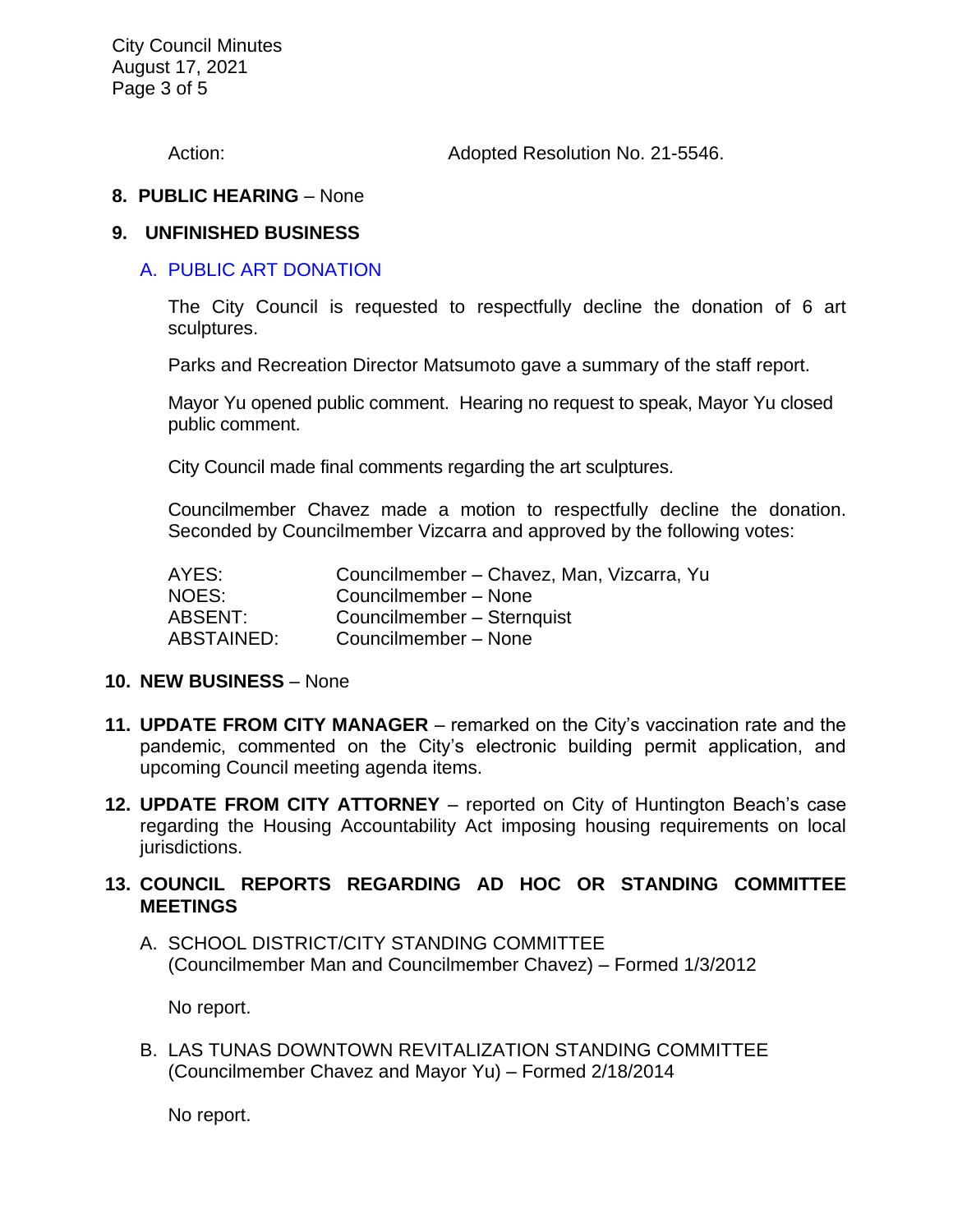Action: Adopted Resolution No. 21-5546.

**8. PUBLIC HEARING** – None

**9. UNFINISHED BUSINESS**

A. PUBLIC ART DONATION

The City Council is requested to respectfully decline the donation of 6 art sculptures.

Parks and Recreation Director Matsumoto gave a summary of the staff report.

Mayor Yu opened public comment. Hearing no request to speak, Mayor Yu closed public comment.

City Council made final comments regarding the art sculptures.

Councilmember Chavez made a motion to respectfully decline the donation. Seconded by Councilmember Vizcarra and approved by the following votes:

| | |
|---|---|
| AYES: | Councilmember – Chavez, Man, Vizcarra, Yu |
| NOES: | Councilmember – None |
| ABSENT: | Councilmember – Sternquist |
| ABSTAINED: | Councilmember – None |

**10. NEW BUSINESS** – None

**11. UPDATE FROM CITY MANAGER** – remarked on the City's vaccination rate and the pandemic, commented on the City's electronic building permit application, and upcoming Council meeting agenda items.

**12. UPDATE FROM CITY ATTORNEY** – reported on City of Huntington Beach's case regarding the Housing Accountability Act imposing housing requirements on local jurisdictions.

**13. COUNCIL REPORTS REGARDING AD HOC OR STANDING COMMITTEE MEETINGS**

A. SCHOOL DISTRICT/CITY STANDING COMMITTEE
(Councilmember Man and Councilmember Chavez) – Formed 1/3/2012

No report.

B. LAS TUNAS DOWNTOWN REVITALIZATION STANDING COMMITTEE
(Councilmember Chavez and Mayor Yu) – Formed 2/18/2014

No report.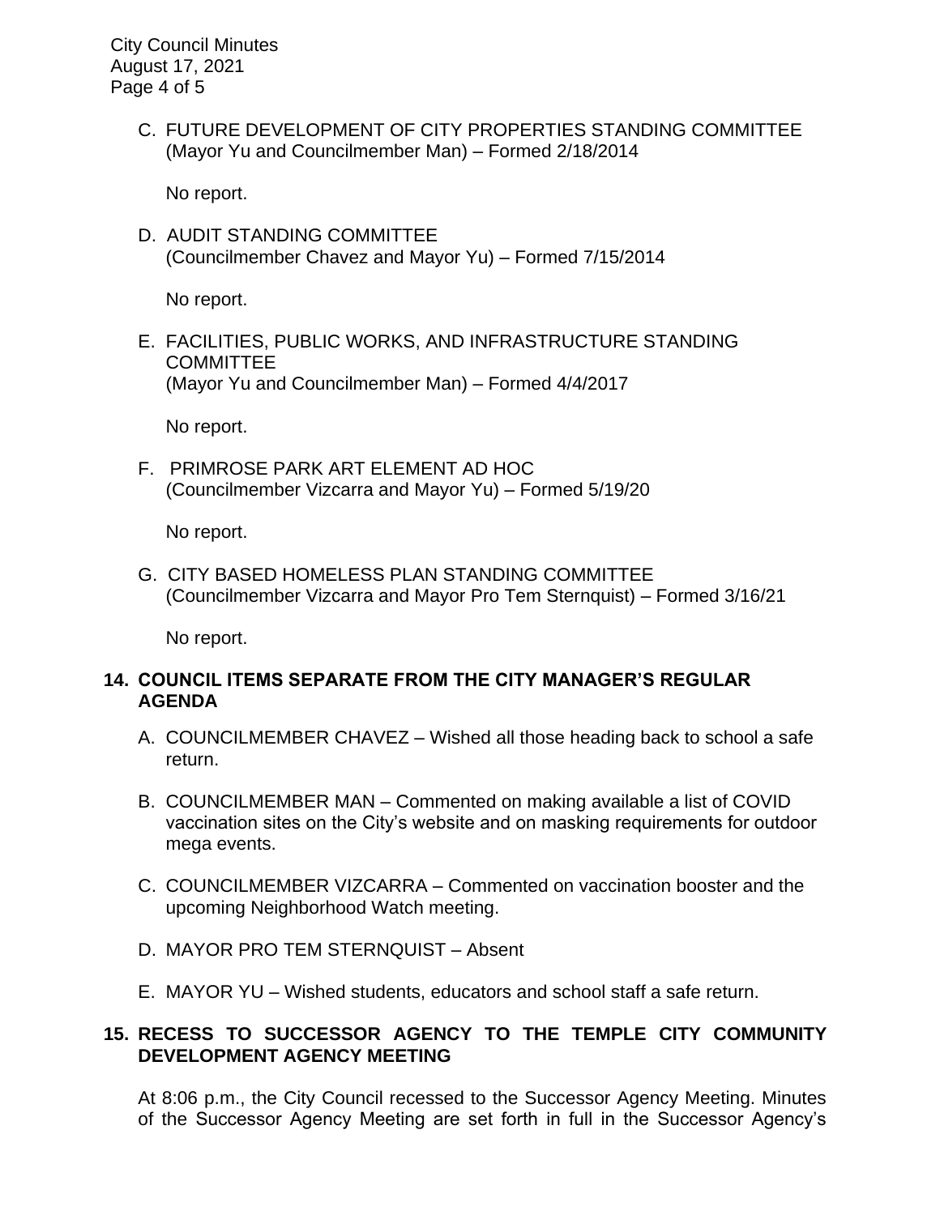C. FUTURE DEVELOPMENT OF CITY PROPERTIES STANDING COMMITTEE (Mayor Yu and Councilmember Man) – Formed 2/18/2014

   No report.

D. AUDIT STANDING COMMITTEE (Councilmember Chavez and Mayor Yu) – Formed 7/15/2014

   No report.

E. FACILITIES, PUBLIC WORKS, AND INFRASTRUCTURE STANDING COMMITTEE (Mayor Yu and Councilmember Man) – Formed 4/4/2017

   No report.

F. PRIMROSE PARK ART ELEMENT AD HOC (Councilmember Vizcarra and Mayor Yu) – Formed 5/19/20

   No report.

G. CITY BASED HOMELESS PLAN STANDING COMMITTEE (Councilmember Vizcarra and Mayor Pro Tem Sternquist) – Formed 3/16/21

   No report.

## 14. COUNCIL ITEMS SEPARATE FROM THE CITY MANAGER'S REGULAR AGENDA

A. COUNCILMEMBER CHAVEZ – Wished all those heading back to school a safe return.

B. COUNCILMEMBER MAN – Commented on making available a list of COVID vaccination sites on the City's website and on masking requirements for outdoor mega events.

C. COUNCILMEMBER VIZCARRA – Commented on vaccination booster and the upcoming Neighborhood Watch meeting.

D. MAYOR PRO TEM STERNQUIST – Absent

E. MAYOR YU – Wished students, educators and school staff a safe return.

## 15. RECESS TO SUCCESSOR AGENCY TO THE TEMPLE CITY COMMUNITY DEVELOPMENT AGENCY MEETING

At 8:06 p.m., the City Council recessed to the Successor Agency Meeting. Minutes of the Successor Agency Meeting are set forth in full in the Successor Agency's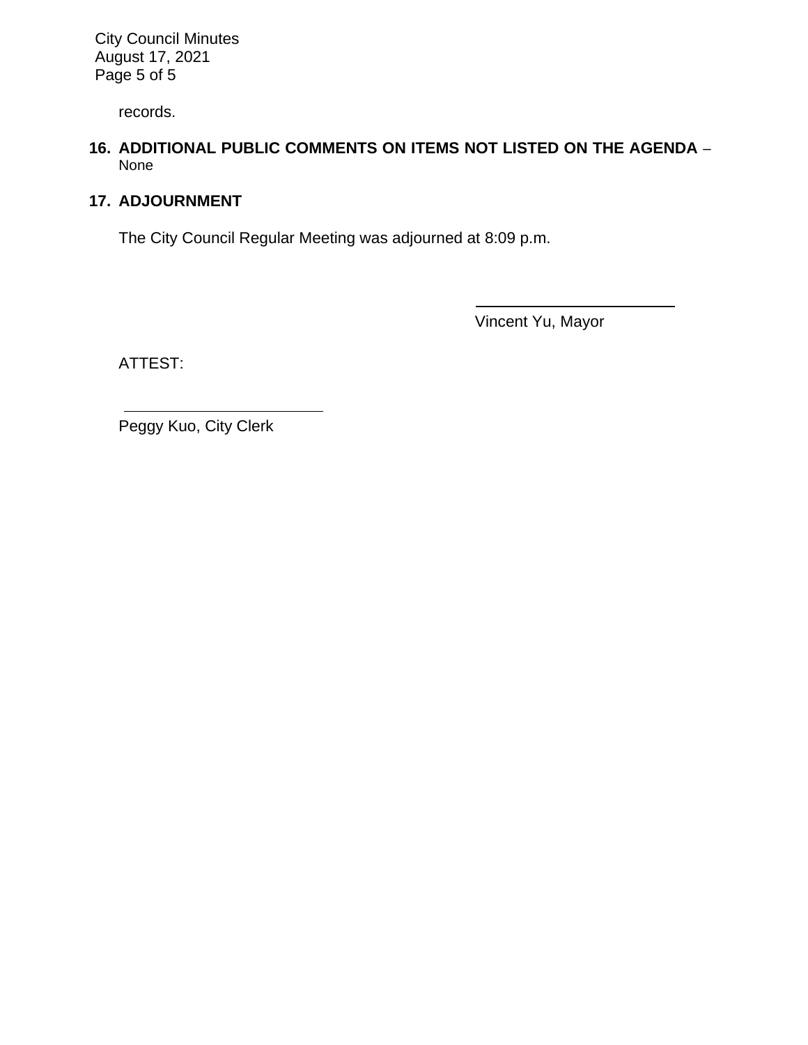records.

**16. ADDITIONAL PUBLIC COMMENTS ON ITEMS NOT LISTED ON THE AGENDA** – None

**17. ADJOURNMENT**

The City Council Regular Meeting was adjourned at 8:09 p.m.

\_\_\_\_\_\_\_\_\_\_\_\_\_\_\_\_\_\_\_\_\_\_\_\_\_\_

Vincent Yu, Mayor

ATTEST:

\_\_\_\_\_\_\_\_\_\_\_\_\_\_\_\_\_\_\_\_\_\_\_\_\_\_

Peggy Kuo, City Clerk